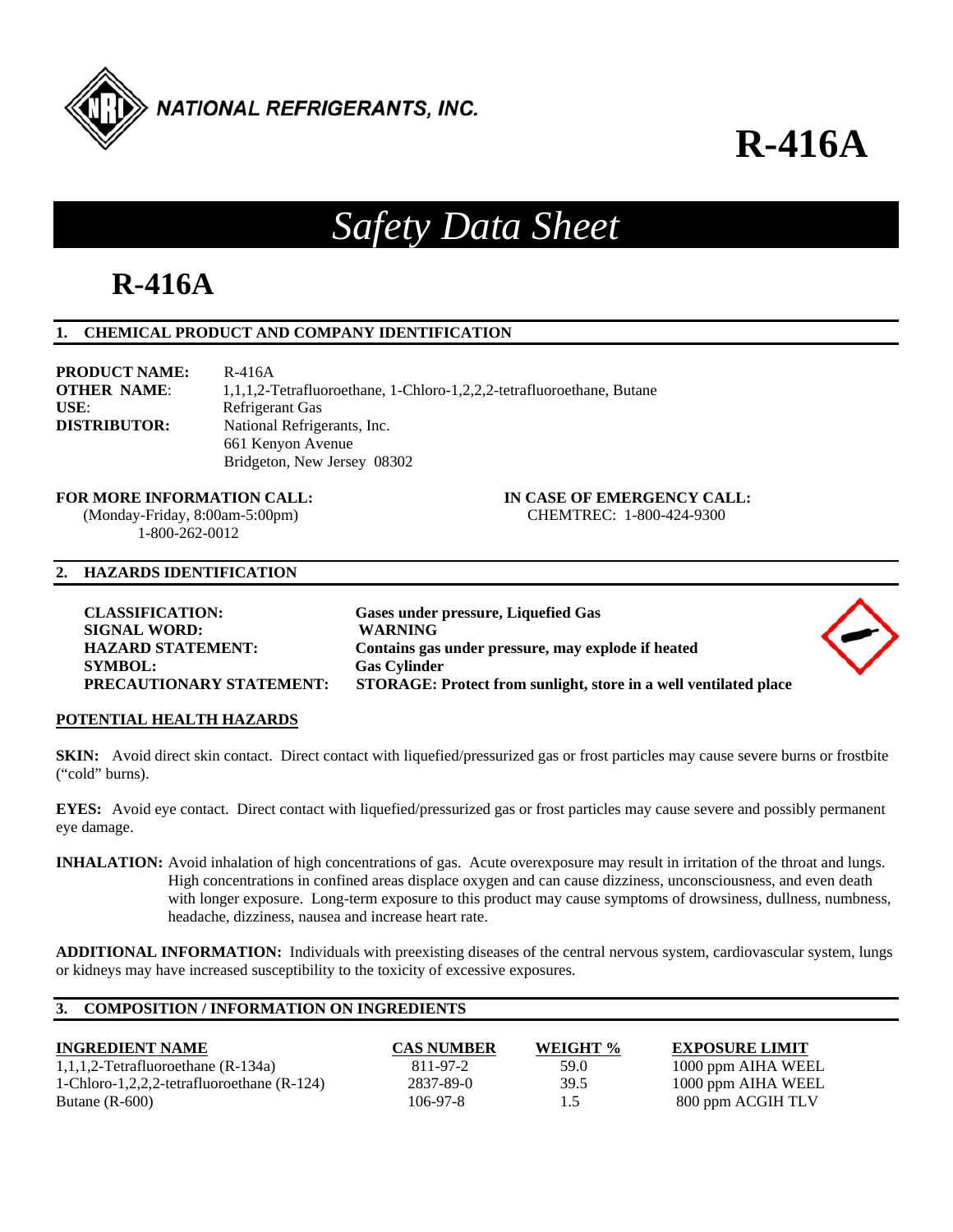NATIONAL REFRIGERANTS, INC.

# R-416A

# *Safety Data Sheet*

# R-416A

## 1. CHEMICAL PRODUCT AND COMPANY IDENTIFICATION

**PRODUCT NAME:** R-416A
**OTHER NAME**: 1,1,1,2-Tetrafluoroethane, 1-Chloro-1,2,2,2-tetrafluoroethane, Butane
**USE**: Refrigerant Gas
**DISTRIBUTOR:** National Refrigerants, Inc.
661 Kenyon Avenue
Bridgeton, New Jersey 08302

**FOR MORE INFORMATION CALL:**
(Monday-Friday, 8:00am-5:00pm)
1-800-262-0012

**IN CASE OF EMERGENCY CALL:**
CHEMTREC: 1-800-424-9300

## 2. HAZARDS IDENTIFICATION

**CLASSIFICATION:** **Gases under pressure, Liquefied Gas**
**SIGNAL WORD:** **WARNING**
**HAZARD STATEMENT:** **Contains gas under pressure, may explode if heated**
**SYMBOL:** **Gas Cylinder**
**PRECAUTIONARY STATEMENT:** **STORAGE: Protect from sunlight, store in a well ventilated place**

**POTENTIAL HEALTH HAZARDS**

**SKIN:** Avoid direct skin contact. Direct contact with liquefied/pressurized gas or frost particles may cause severe burns or frostbite ("cold" burns).

**EYES:** Avoid eye contact. Direct contact with liquefied/pressurized gas or frost particles may cause severe and possibly permanent eye damage.

**INHALATION:** Avoid inhalation of high concentrations of gas. Acute overexposure may result in irritation of the throat and lungs. High concentrations in confined areas displace oxygen and can cause dizziness, unconsciousness, and even death with longer exposure. Long-term exposure to this product may cause symptoms of drowsiness, dullness, numbness, headache, dizziness, nausea and increase heart rate.

**ADDITIONAL INFORMATION:** Individuals with preexisting diseases of the central nervous system, cardiovascular system, lungs or kidneys may have increased susceptibility to the toxicity of excessive exposures.

## 3. COMPOSITION / INFORMATION ON INGREDIENTS

| INGREDIENT NAME | CAS NUMBER | WEIGHT % | EXPOSURE LIMIT |
|---|---|---|---|
| 1,1,1,2-Tetrafluoroethane (R-134a) | 811-97-2 | 59.0 | 1000 ppm AIHA WEEL |
| 1-Chloro-1,2,2,2-tetrafluoroethane (R-124) | 2837-89-0 | 39.5 | 1000 ppm AIHA WEEL |
| Butane (R-600) | 106-97-8 | 1.5 | 800 ppm ACGIH TLV |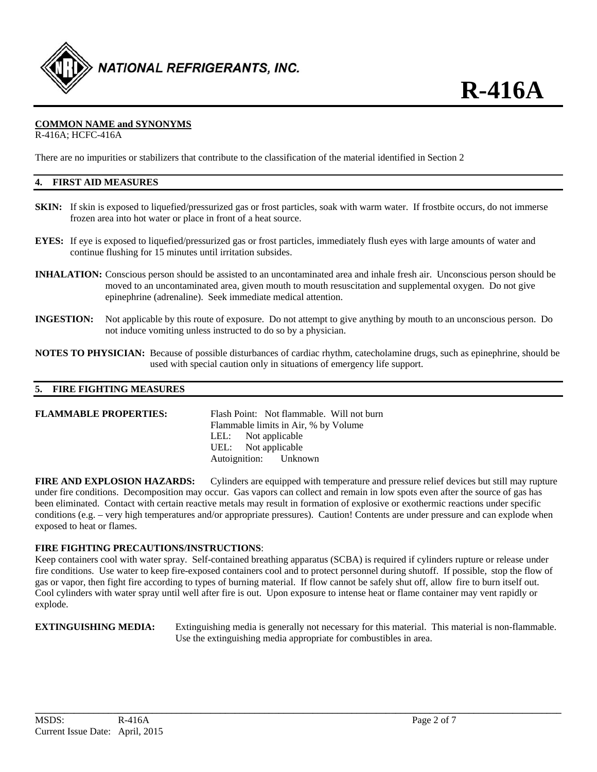**COMMON NAME and SYNONYMS**
R-416A; HCFC-416A

There are no impurities or stabilizers that contribute to the classification of the material identified in Section 2

## 4. FIRST AID MEASURES

**SKIN:** If skin is exposed to liquefied/pressurized gas or frost particles, soak with warm water. If frostbite occurs, do not immerse frozen area into hot water or place in front of a heat source.

**EYES:** If eye is exposed to liquefied/pressurized gas or frost particles, immediately flush eyes with large amounts of water and continue flushing for 15 minutes until irritation subsides.

**INHALATION:** Conscious person should be assisted to an uncontaminated area and inhale fresh air. Unconscious person should be moved to an uncontaminated area, given mouth to mouth resuscitation and supplemental oxygen. Do not give epinephrine (adrenaline). Seek immediate medical attention.

**INGESTION:** Not applicable by this route of exposure. Do not attempt to give anything by mouth to an unconscious person. Do not induce vomiting unless instructed to do so by a physician.

**NOTES TO PHYSICIAN:** Because of possible disturbances of cardiac rhythm, catecholamine drugs, such as epinephrine, should be used with special caution only in situations of emergency life support.

## 5. FIRE FIGHTING MEASURES

**FLAMMABLE PROPERTIES:**
Flash Point: Not flammable. Will not burn
Flammable limits in Air, % by Volume
LEL: Not applicable
UEL: Not applicable
Autoignition: Unknown

**FIRE AND EXPLOSION HAZARDS:** Cylinders are equipped with temperature and pressure relief devices but still may rupture under fire conditions. Decomposition may occur. Gas vapors can collect and remain in low spots even after the source of gas has been eliminated. Contact with certain reactive metals may result in formation of explosive or exothermic reactions under specific conditions (e.g. – very high temperatures and/or appropriate pressures). Caution! Contents are under pressure and can explode when exposed to heat or flames.

**FIRE FIGHTING PRECAUTIONS/INSTRUCTIONS**:
Keep containers cool with water spray. Self-contained breathing apparatus (SCBA) is required if cylinders rupture or release under fire conditions. Use water to keep fire-exposed containers cool and to protect personnel during shutoff. If possible, stop the flow of gas or vapor, then fight fire according to types of burning material. If flow cannot be safely shut off, allow fire to burn itself out. Cool cylinders with water spray until well after fire is out. Upon exposure to intense heat or flame container may vent rapidly or explode.

**EXTINGUISHING MEDIA:** Extinguishing media is generally not necessary for this material. This material is non-flammable. Use the extinguishing media appropriate for combustibles in area.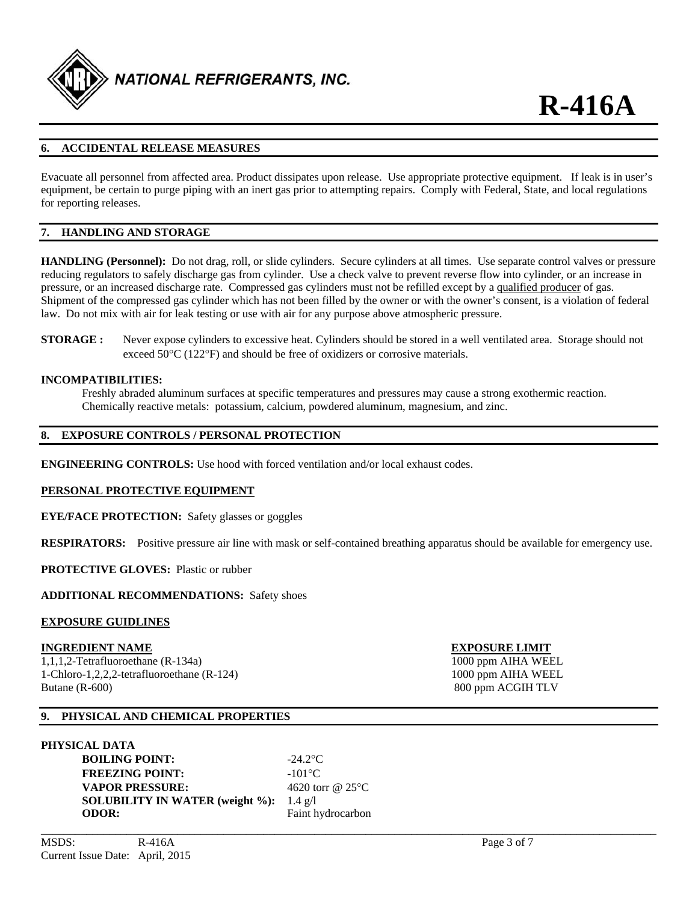## 6. ACCIDENTAL RELEASE MEASURES

Evacuate all personnel from affected area. Product dissipates upon release. Use appropriate protective equipment. If leak is in user's equipment, be certain to purge piping with an inert gas prior to attempting repairs. Comply with Federal, State, and local regulations for reporting releases.

## 7. HANDLING AND STORAGE

**HANDLING (Personnel):** Do not drag, roll, or slide cylinders. Secure cylinders at all times. Use separate control valves or pressure reducing regulators to safely discharge gas from cylinder. Use a check valve to prevent reverse flow into cylinder, or an increase in pressure, or an increased discharge rate. Compressed gas cylinders must not be refilled except by a qualified producer of gas. Shipment of the compressed gas cylinder which has not been filled by the owner or with the owner's consent, is a violation of federal law. Do not mix with air for leak testing or use with air for any purpose above atmospheric pressure.

**STORAGE :** Never expose cylinders to excessive heat. Cylinders should be stored in a well ventilated area. Storage should not exceed 50°C (122°F) and should be free of oxidizers or corrosive materials.

**INCOMPATIBILITIES:**

Freshly abraded aluminum surfaces at specific temperatures and pressures may cause a strong exothermic reaction. Chemically reactive metals: potassium, calcium, powdered aluminum, magnesium, and zinc.

## 8. EXPOSURE CONTROLS / PERSONAL PROTECTION

**ENGINEERING CONTROLS:** Use hood with forced ventilation and/or local exhaust codes.

**PERSONAL PROTECTIVE EQUIPMENT**

**EYE/FACE PROTECTION:** Safety glasses or goggles

**RESPIRATORS:** Positive pressure air line with mask or self-contained breathing apparatus should be available for emergency use.

**PROTECTIVE GLOVES:** Plastic or rubber

**ADDITIONAL RECOMMENDATIONS:** Safety shoes

**EXPOSURE GUIDLINES**

| INGREDIENT NAME | EXPOSURE LIMIT |
|---|---|
| 1,1,1,2-Tetrafluoroethane (R-134a) | 1000 ppm AIHA WEEL |
| 1-Chloro-1,2,2,2-tetrafluoroethane (R-124) | 1000 ppm AIHA WEEL |
| Butane (R-600) | 800 ppm ACGIH TLV |

## 9. PHYSICAL AND CHEMICAL PROPERTIES

**PHYSICAL DATA**

| | |
|---|---|
| **BOILING POINT:** | -24.2°C |
| **FREEZING POINT:** | -101°C |
| **VAPOR PRESSURE:** | 4620 torr @ 25°C |
| **SOLUBILITY IN WATER (weight %):** | 1.4 g/l |
| **ODOR:** | Faint hydrocarbon |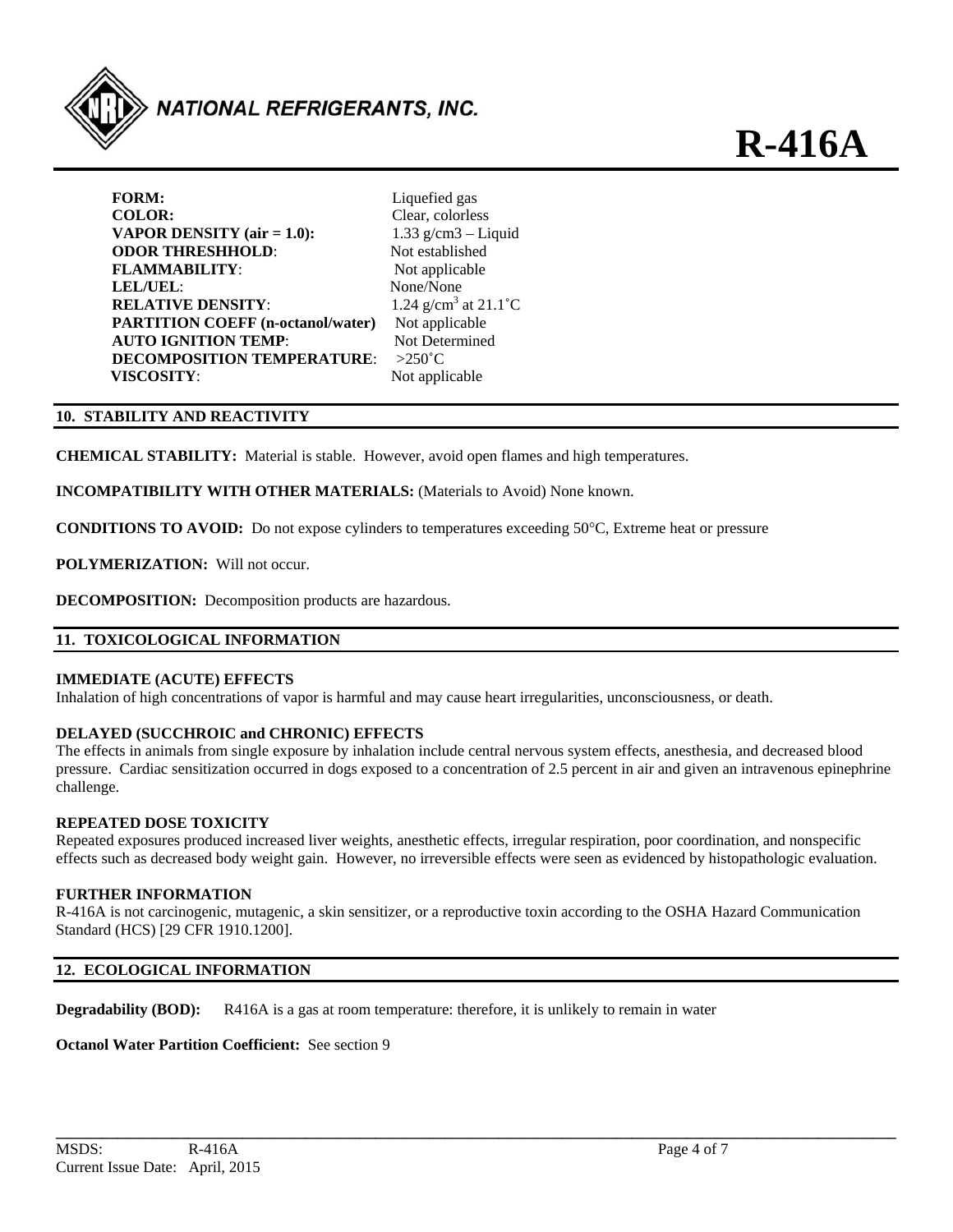| | |
|---|---|
| **FORM:** | Liquefied gas |
| **COLOR:** | Clear, colorless |
| **VAPOR DENSITY (air = 1.0):** | 1.33 g/cm3 – Liquid |
| **ODOR THRESHHOLD**: | Not established |
| **FLAMMABILITY**: | Not applicable |
| **LEL/UEL**: | None/None |
| **RELATIVE DENSITY**: | 1.24 g/cm$^3$ at 21.1˚C |
| **PARTITION COEFF (n-octanol/water)** | Not applicable |
| **AUTO IGNITION TEMP**: | Not Determined |
| **DECOMPOSITION TEMPERATURE**: | >250˚C |
| **VISCOSITY**: | Not applicable |

## 10. STABILITY AND REACTIVITY

**CHEMICAL STABILITY:** Material is stable. However, avoid open flames and high temperatures.

**INCOMPATIBILITY WITH OTHER MATERIALS:** (Materials to Avoid) None known.

**CONDITIONS TO AVOID:** Do not expose cylinders to temperatures exceeding 50°C, Extreme heat or pressure

**POLYMERIZATION:** Will not occur.

**DECOMPOSITION:** Decomposition products are hazardous.

## 11. TOXICOLOGICAL INFORMATION

**IMMEDIATE (ACUTE) EFFECTS**
Inhalation of high concentrations of vapor is harmful and may cause heart irregularities, unconsciousness, or death.

**DELAYED (SUCCHROIC and CHRONIC) EFFECTS**
The effects in animals from single exposure by inhalation include central nervous system effects, anesthesia, and decreased blood pressure. Cardiac sensitization occurred in dogs exposed to a concentration of 2.5 percent in air and given an intravenous epinephrine challenge.

**REPEATED DOSE TOXICITY**
Repeated exposures produced increased liver weights, anesthetic effects, irregular respiration, poor coordination, and nonspecific effects such as decreased body weight gain. However, no irreversible effects were seen as evidenced by histopathologic evaluation.

**FURTHER INFORMATION**
R-416A is not carcinogenic, mutagenic, a skin sensitizer, or a reproductive toxin according to the OSHA Hazard Communication Standard (HCS) [29 CFR 1910.1200].

## 12. ECOLOGICAL INFORMATION

**Degradability (BOD):** R416A is a gas at room temperature: therefore, it is unlikely to remain in water

**Octanol Water Partition Coefficient:** See section 9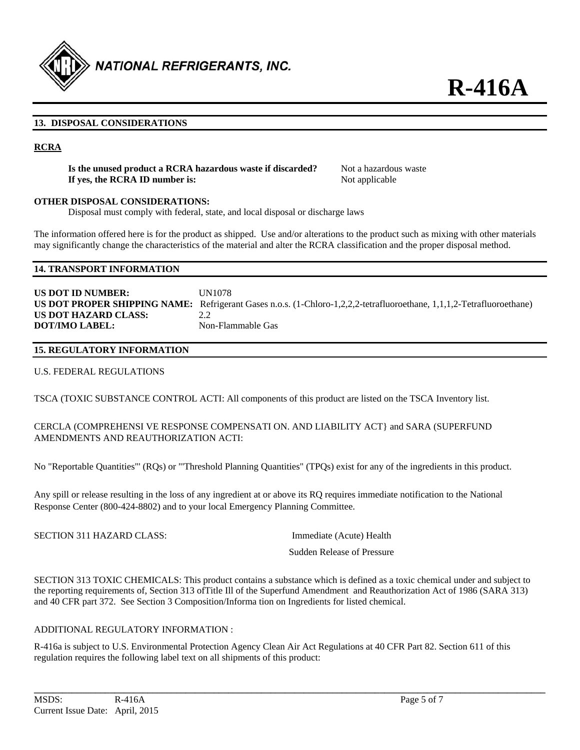## 13. DISPOSAL CONSIDERATIONS

**RCRA**

**Is the unused product a RCRA hazardous waste if discarded?** Not a hazardous waste
**If yes, the RCRA ID number is:** Not applicable

**OTHER DISPOSAL CONSIDERATIONS:**
Disposal must comply with federal, state, and local disposal or discharge laws

The information offered here is for the product as shipped. Use and/or alterations to the product such as mixing with other materials may significantly change the characteristics of the material and alter the RCRA classification and the proper disposal method.

## 14. TRANSPORT INFORMATION

**US DOT ID NUMBER:** UN1078
**US DOT PROPER SHIPPING NAME:** Refrigerant Gases n.o.s. (1-Chloro-1,2,2,2-tetrafluoroethane, 1,1,1,2-Tetrafluoroethane)
**US DOT HAZARD CLASS:** 2.2
**DOT/IMO LABEL:** Non-Flammable Gas

## 15. REGULATORY INFORMATION

U.S. FEDERAL REGULATIONS

TSCA (TOXIC SUBSTANCE CONTROL ACTI: All components of this product are listed on the TSCA Inventory list.

CERCLA (COMPREHENSI VE RESPONSE COMPENSATI ON. AND LIABILITY ACT} and SARA (SUPERFUND AMENDMENTS AND REAUTHORIZATION ACTI:

No "Reportable Quantities"' (RQs) or '"Threshold Planning Quantities" (TPQs) exist for any of the ingredients in this product.

Any spill or release resulting in the loss of any ingredient at or above its RQ requires immediate notification to the National Response Center (800-424-8802) and to your local Emergency Planning Committee.

SECTION 311 HAZARD CLASS: Immediate (Acute) Health
Sudden Release of Pressure

SECTION 313 TOXIC CHEMICALS: This product contains a substance which is defined as a toxic chemical under and subject to the reporting requirements of, Section 313 ofTitle Ill of the Superfund Amendment and Reauthorization Act of 1986 (SARA 313) and 40 CFR part 372. See Section 3 Composition/Informa tion on Ingredients for listed chemical.

ADDITIONAL REGULATORY INFORMATION :

R-416a is subject to U.S. Environmental Protection Agency Clean Air Act Regulations at 40 CFR Part 82. Section 611 of this regulation requires the following label text on all shipments of this product: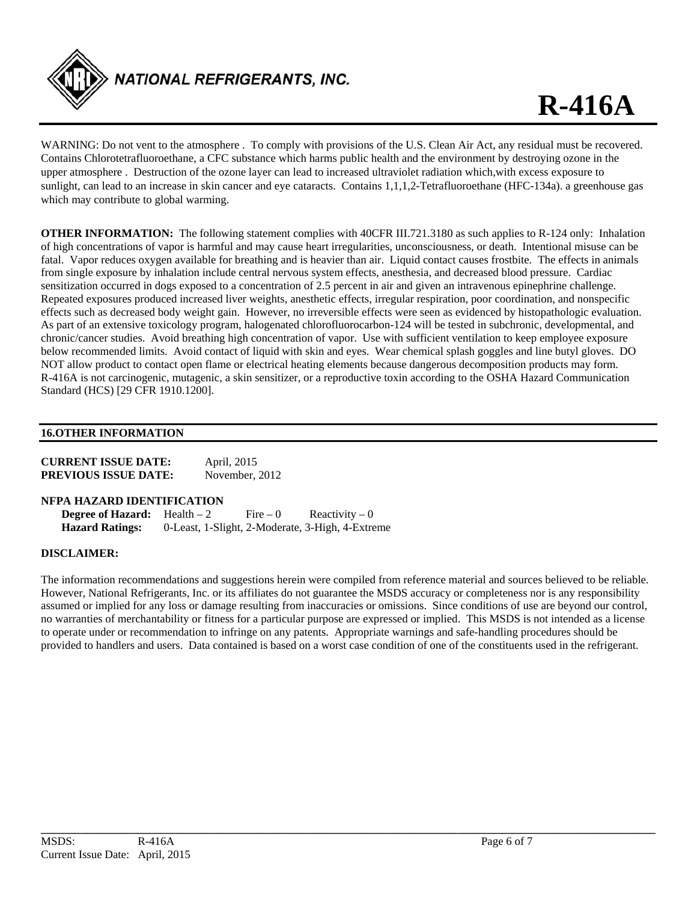WARNING: Do not vent to the atmosphere . To comply with provisions of the U.S. Clean Air Act, any residual must be recovered. Contains Chlorotetrafluoroethane, a CFC substance which harms public health and the environment by destroying ozone in the upper atmosphere . Destruction of the ozone layer can lead to increased ultraviolet radiation which,with excess exposure to sunlight, can lead to an increase in skin cancer and eye cataracts. Contains 1,1,1,2-Tetrafluoroethane (HFC-134a). a greenhouse gas which may contribute to global warming.

**OTHER INFORMATION:** The following statement complies with 40CFR III.721.3180 as such applies to R-124 only: Inhalation of high concentrations of vapor is harmful and may cause heart irregularities, unconsciousness, or death. Intentional misuse can be fatal. Vapor reduces oxygen available for breathing and is heavier than air. Liquid contact causes frostbite. The effects in animals from single exposure by inhalation include central nervous system effects, anesthesia, and decreased blood pressure. Cardiac sensitization occurred in dogs exposed to a concentration of 2.5 percent in air and given an intravenous epinephrine challenge. Repeated exposures produced increased liver weights, anesthetic effects, irregular respiration, poor coordination, and nonspecific effects such as decreased body weight gain. However, no irreversible effects were seen as evidenced by histopathologic evaluation. As part of an extensive toxicology program, halogenated chlorofluorocarbon-124 will be tested in subchronic, developmental, and chronic/cancer studies. Avoid breathing high concentration of vapor. Use with sufficient ventilation to keep employee exposure below recommended limits. Avoid contact of liquid with skin and eyes. Wear chemical splash goggles and line butyl gloves. DO NOT allow product to contact open flame or electrical heating elements because dangerous decomposition products may form. R-416A is not carcinogenic, mutagenic, a skin sensitizer, or a reproductive toxin according to the OSHA Hazard Communication Standard (HCS) [29 CFR 1910.1200].

## 16.OTHER INFORMATION

**CURRENT ISSUE DATE:** April, 2015
**PREVIOUS ISSUE DATE:** November, 2012

**NFPA HAZARD IDENTIFICATION**

**Degree of Hazard:** Health – 2 Fire – 0 Reactivity – 0
**Hazard Ratings:** 0-Least, 1-Slight, 2-Moderate, 3-High, 4-Extreme

**DISCLAIMER:**

The information recommendations and suggestions herein were compiled from reference material and sources believed to be reliable. However, National Refrigerants, Inc. or its affiliates do not guarantee the MSDS accuracy or completeness nor is any responsibility assumed or implied for any loss or damage resulting from inaccuracies or omissions. Since conditions of use are beyond our control, no warranties of merchantability or fitness for a particular purpose are expressed or implied. This MSDS is not intended as a license to operate under or recommendation to infringe on any patents. Appropriate warnings and safe-handling procedures should be provided to handlers and users. Data contained is based on a worst case condition of one of the constituents used in the refrigerant.